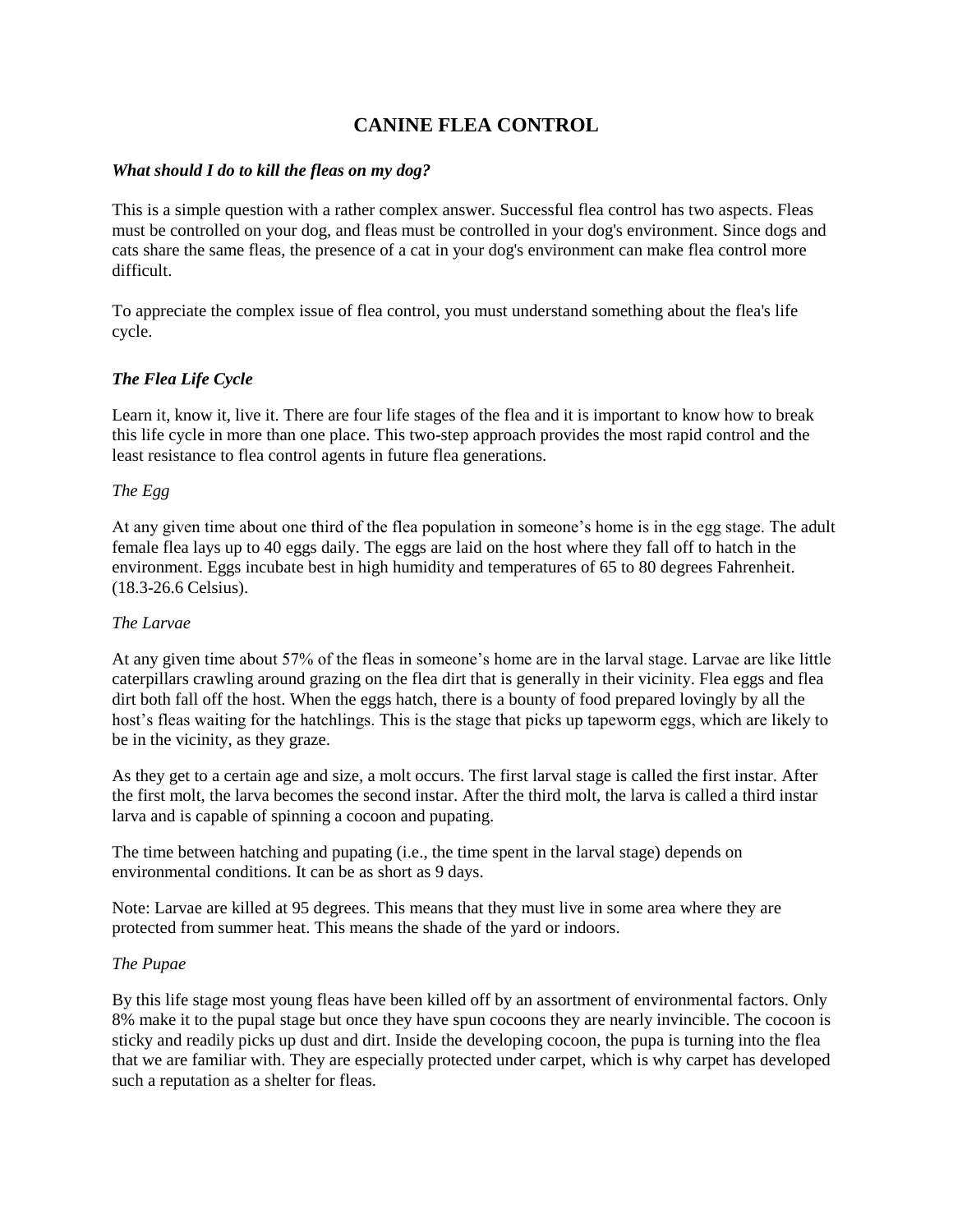# CANINE FLEA CONTROL

***What should I do to kill the fleas on my dog?***

This is a simple question with a rather complex answer. Successful flea control has two aspects. Fleas must be controlled on your dog, and fleas must be controlled in your dog's environment. Since dogs and cats share the same fleas, the presence of a cat in your dog's environment can make flea control more difficult.

To appreciate the complex issue of flea control, you must understand something about the flea's life cycle.

## *The Flea Life Cycle*

Learn it, know it, live it. There are four life stages of the flea and it is important to know how to break this life cycle in more than one place. This two-step approach provides the most rapid control and the least resistance to flea control agents in future flea generations.

### *The Egg*

At any given time about one third of the flea population in someone's home is in the egg stage. The adult female flea lays up to 40 eggs daily. The eggs are laid on the host where they fall off to hatch in the environment. Eggs incubate best in high humidity and temperatures of 65 to 80 degrees Fahrenheit. (18.3-26.6 Celsius).

### *The Larvae*

At any given time about 57% of the fleas in someone's home are in the larval stage. Larvae are like little caterpillars crawling around grazing on the flea dirt that is generally in their vicinity. Flea eggs and flea dirt both fall off the host. When the eggs hatch, there is a bounty of food prepared lovingly by all the host's fleas waiting for the hatchlings. This is the stage that picks up tapeworm eggs, which are likely to be in the vicinity, as they graze.

As they get to a certain age and size, a molt occurs. The first larval stage is called the first instar. After the first molt, the larva becomes the second instar. After the third molt, the larva is called a third instar larva and is capable of spinning a cocoon and pupating.

The time between hatching and pupating (i.e., the time spent in the larval stage) depends on environmental conditions. It can be as short as 9 days.

Note: Larvae are killed at 95 degrees. This means that they must live in some area where they are protected from summer heat. This means the shade of the yard or indoors.

### *The Pupae*

By this life stage most young fleas have been killed off by an assortment of environmental factors. Only 8% make it to the pupal stage but once they have spun cocoons they are nearly invincible. The cocoon is sticky and readily picks up dust and dirt. Inside the developing cocoon, the pupa is turning into the flea that we are familiar with. They are especially protected under carpet, which is why carpet has developed such a reputation as a shelter for fleas.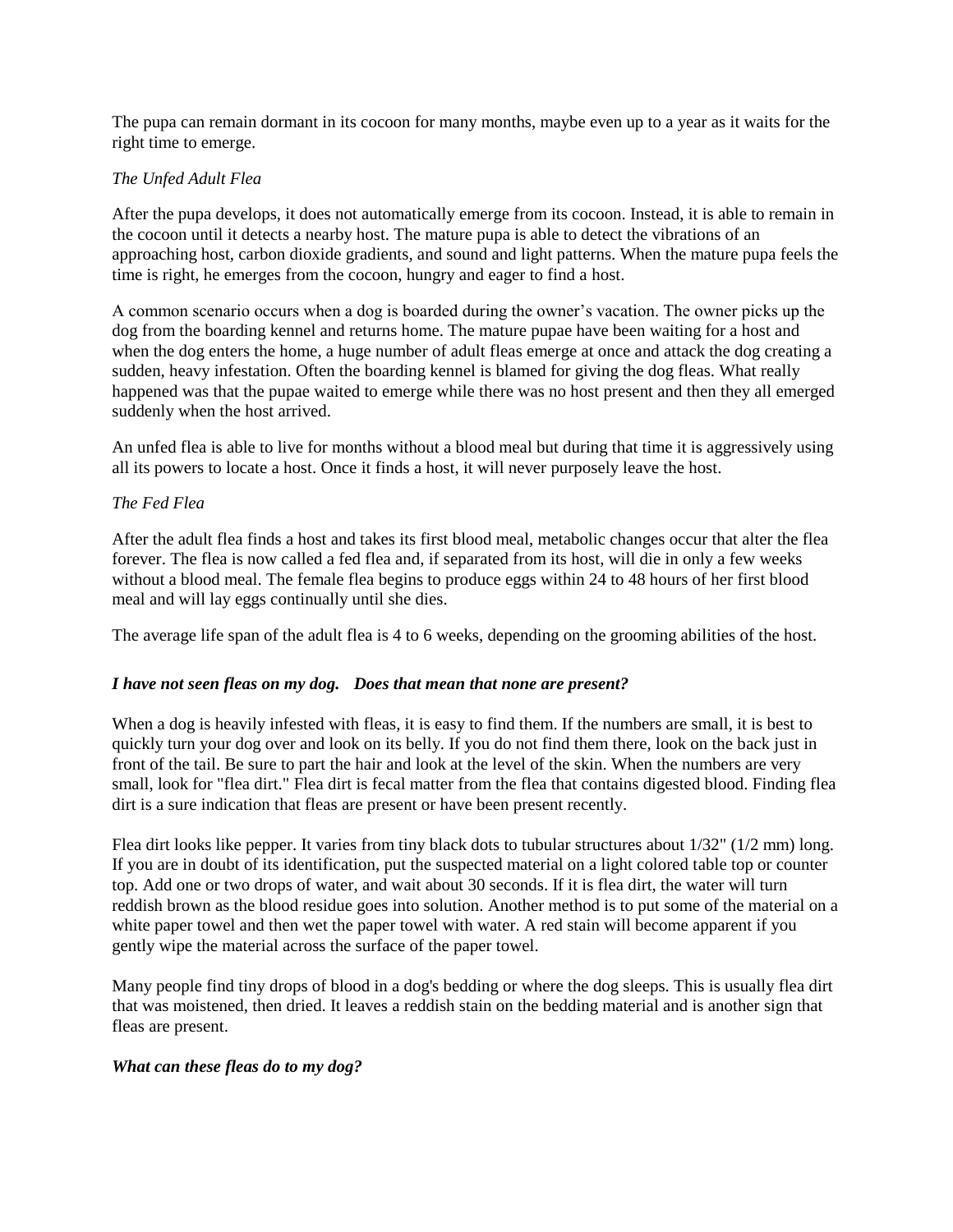The pupa can remain dormant in its cocoon for many months, maybe even up to a year as it waits for the right time to emerge.

*The Unfed Adult Flea*

After the pupa develops, it does not automatically emerge from its cocoon. Instead, it is able to remain in the cocoon until it detects a nearby host. The mature pupa is able to detect the vibrations of an approaching host, carbon dioxide gradients, and sound and light patterns. When the mature pupa feels the time is right, he emerges from the cocoon, hungry and eager to find a host.

A common scenario occurs when a dog is boarded during the owner's vacation. The owner picks up the dog from the boarding kennel and returns home. The mature pupae have been waiting for a host and when the dog enters the home, a huge number of adult fleas emerge at once and attack the dog creating a sudden, heavy infestation. Often the boarding kennel is blamed for giving the dog fleas. What really happened was that the pupae waited to emerge while there was no host present and then they all emerged suddenly when the host arrived.

An unfed flea is able to live for months without a blood meal but during that time it is aggressively using all its powers to locate a host. Once it finds a host, it will never purposely leave the host.

*The Fed Flea*

After the adult flea finds a host and takes its first blood meal, metabolic changes occur that alter the flea forever. The flea is now called a fed flea and, if separated from its host, will die in only a few weeks without a blood meal. The female flea begins to produce eggs within 24 to 48 hours of her first blood meal and will lay eggs continually until she dies.

The average life span of the adult flea is 4 to 6 weeks, depending on the grooming abilities of the host.

***I have not seen fleas on my dog. Does that mean that none are present?***

When a dog is heavily infested with fleas, it is easy to find them. If the numbers are small, it is best to quickly turn your dog over and look on its belly. If you do not find them there, look on the back just in front of the tail. Be sure to part the hair and look at the level of the skin. When the numbers are very small, look for "flea dirt." Flea dirt is fecal matter from the flea that contains digested blood. Finding flea dirt is a sure indication that fleas are present or have been present recently.

Flea dirt looks like pepper. It varies from tiny black dots to tubular structures about 1/32" (1/2 mm) long. If you are in doubt of its identification, put the suspected material on a light colored table top or counter top. Add one or two drops of water, and wait about 30 seconds. If it is flea dirt, the water will turn reddish brown as the blood residue goes into solution. Another method is to put some of the material on a white paper towel and then wet the paper towel with water. A red stain will become apparent if you gently wipe the material across the surface of the paper towel.

Many people find tiny drops of blood in a dog's bedding or where the dog sleeps. This is usually flea dirt that was moistened, then dried. It leaves a reddish stain on the bedding material and is another sign that fleas are present.

***What can these fleas do to my dog?***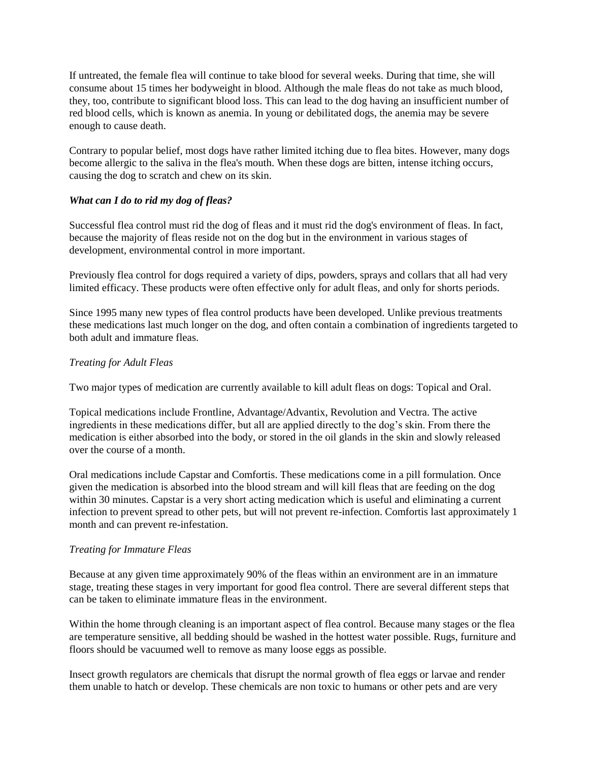If untreated, the female flea will continue to take blood for several weeks. During that time, she will consume about 15 times her bodyweight in blood. Although the male fleas do not take as much blood, they, too, contribute to significant blood loss. This can lead to the dog having an insufficient number of red blood cells, which is known as anemia. In young or debilitated dogs, the anemia may be severe enough to cause death.

Contrary to popular belief, most dogs have rather limited itching due to flea bites. However, many dogs become allergic to the saliva in the flea's mouth. When these dogs are bitten, intense itching occurs, causing the dog to scratch and chew on its skin.

***What can I do to rid my dog of fleas?***

Successful flea control must rid the dog of fleas and it must rid the dog's environment of fleas. In fact, because the majority of fleas reside not on the dog but in the environment in various stages of development, environmental control in more important.

Previously flea control for dogs required a variety of dips, powders, sprays and collars that all had very limited efficacy. These products were often effective only for adult fleas, and only for shorts periods.

Since 1995 many new types of flea control products have been developed. Unlike previous treatments these medications last much longer on the dog, and often contain a combination of ingredients targeted to both adult and immature fleas.

*Treating for Adult Fleas*

Two major types of medication are currently available to kill adult fleas on dogs: Topical and Oral.

Topical medications include Frontline, Advantage/Advantix, Revolution and Vectra. The active ingredients in these medications differ, but all are applied directly to the dog's skin. From there the medication is either absorbed into the body, or stored in the oil glands in the skin and slowly released over the course of a month.

Oral medications include Capstar and Comfortis. These medications come in a pill formulation. Once given the medication is absorbed into the blood stream and will kill fleas that are feeding on the dog within 30 minutes. Capstar is a very short acting medication which is useful and eliminating a current infection to prevent spread to other pets, but will not prevent re-infection. Comfortis last approximately 1 month and can prevent re-infestation.

*Treating for Immature Fleas*

Because at any given time approximately 90% of the fleas within an environment are in an immature stage, treating these stages in very important for good flea control. There are several different steps that can be taken to eliminate immature fleas in the environment.

Within the home through cleaning is an important aspect of flea control. Because many stages or the flea are temperature sensitive, all bedding should be washed in the hottest water possible. Rugs, furniture and floors should be vacuumed well to remove as many loose eggs as possible.

Insect growth regulators are chemicals that disrupt the normal growth of flea eggs or larvae and render them unable to hatch or develop. These chemicals are non toxic to humans or other pets and are very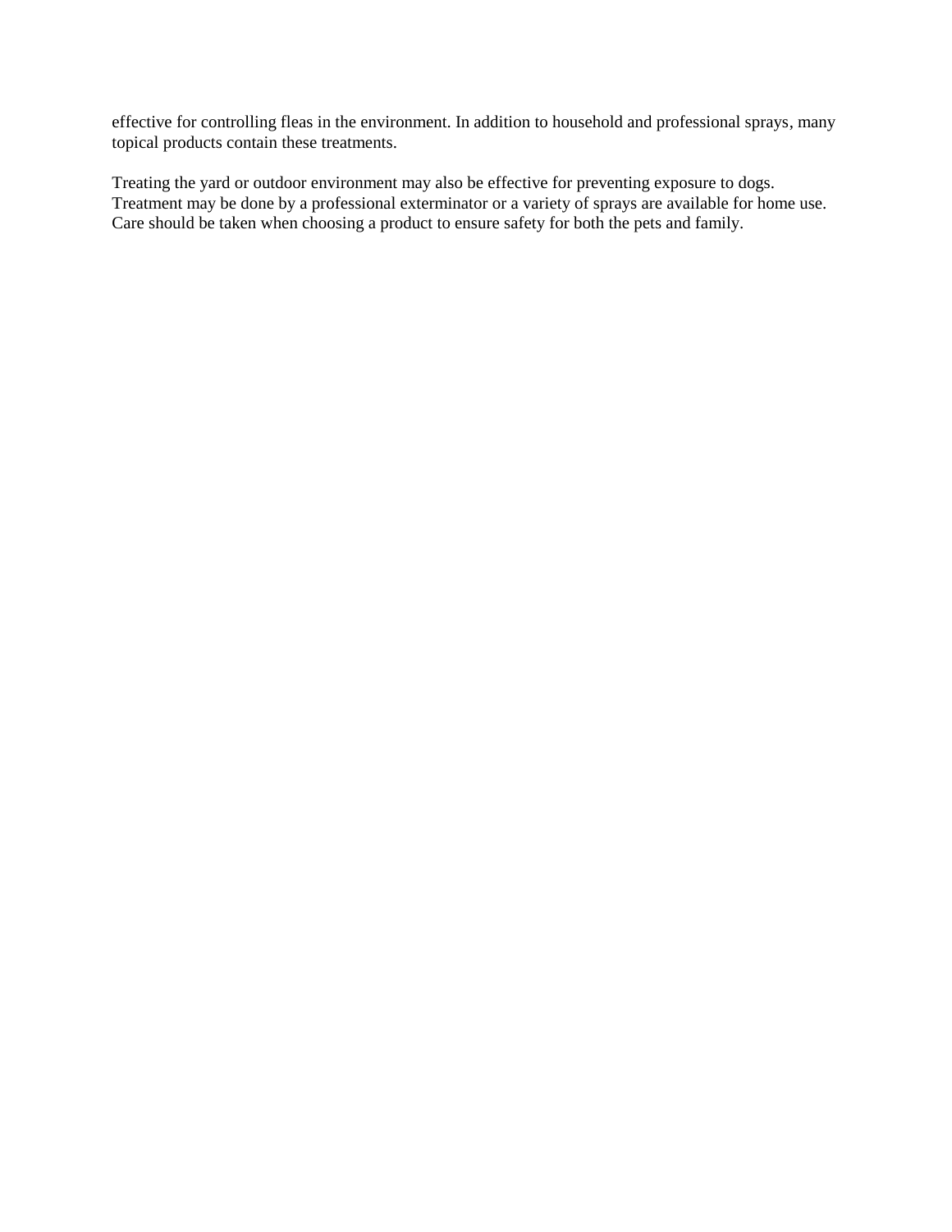effective for controlling fleas in the environment. In addition to household and professional sprays, many topical products contain these treatments.

Treating the yard or outdoor environment may also be effective for preventing exposure to dogs. Treatment may be done by a professional exterminator or a variety of sprays are available for home use. Care should be taken when choosing a product to ensure safety for both the pets and family.